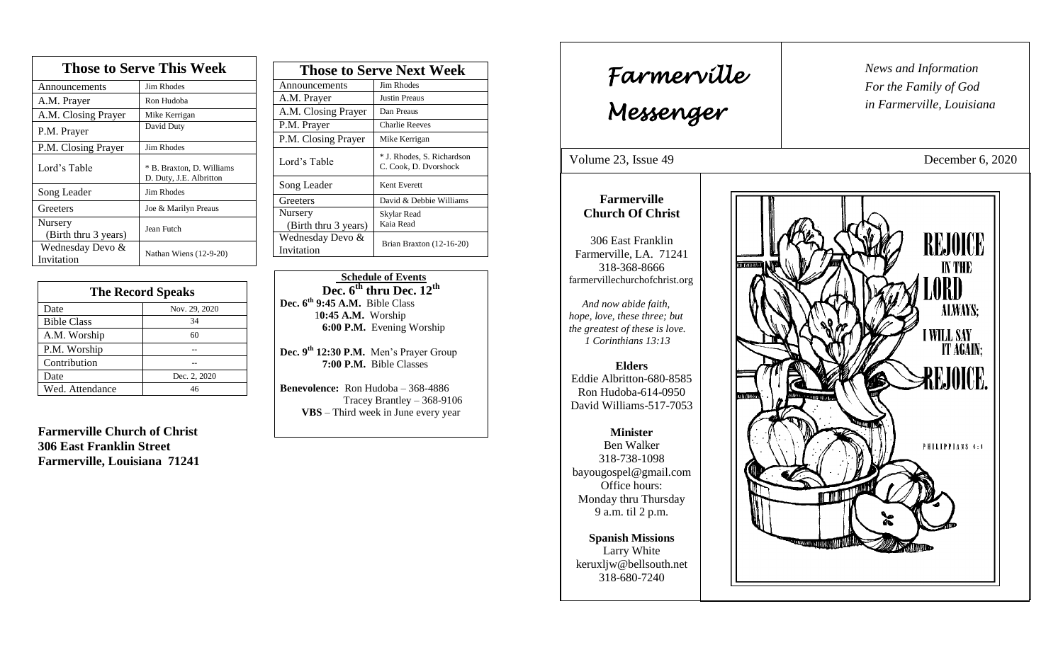## Those to Serve This Week

| Role | Name |
|---|---|
| Announcements | Jim Rhodes |
| A.M. Prayer | Ron Hudoba |
| A.M. Closing Prayer | Mike Kerrigan |
| P.M. Prayer | David Duty |
| P.M. Closing Prayer | Jim Rhodes |
| Lord's Table | * B. Braxton, D. Williams D. Duty, J.E. Albritton |
| Song Leader | Jim Rhodes |
| Greeters | Joe & Marilyn Preaus |
| Nursery (Birth thru 3 years) | Jean Futch |
| Wednesday Devo & Invitation | Nathan Wiens (12-9-20) |

## The Record Speaks

| Date | Nov. 29, 2020 |
|---|---|
| Bible Class | 34 |
| A.M. Worship | 60 |
| P.M. Worship | -- |
| Contribution | -- |
| Date | Dec. 2, 2020 |
| Wed. Attendance | 46 |

**Farmerville Church of Christ**
**306 East Franklin Street**
**Farmerville, Louisiana 71241**

## Those to Serve Next Week

| Role | Name |
|---|---|
| Announcements | Jim Rhodes |
| A.M. Prayer | Justin Preaus |
| A.M. Closing Prayer | Dan Preaus |
| P.M. Prayer | Charlie Reeves |
| P.M. Closing Prayer | Mike Kerrigan |
| Lord's Table | * J. Rhodes, S. Richardson C. Cook, D. Dvorshock |
| Song Leader | Kent Everett |
| Greeters | David & Debbie Williams |
| Nursery (Birth thru 3 years) | Skylar Read Kaia Read |
| Wednesday Devo & Invitation | Brian Braxton (12-16-20) |

**Schedule of Events**

**Dec. 6th thru Dec. 12th**

**Dec. 6th 9:45 A.M.** Bible Class
**10:45 A.M.** Worship
**6:00 P.M.** Evening Worship

**Dec. 9th 12:30 P.M.** Men's Prayer Group
**7:00 P.M.** Bible Classes

**Benevolence:** Ron Hudoba – 368-4886
Tracey Brantley – 368-9106
**VBS** – Third week in June every year

# Farmerville Messenger

*News and Information For the Family of God in Farmerville, Louisiana*

Volume 23, Issue 49 — December 6, 2020

**Farmerville Church Of Christ**

306 East Franklin
Farmerville, LA. 71241
318-368-8666
farmervillechurchofchrist.org

*And now abide faith, hope, love, these three; but the greatest of these is love. 1 Corinthians 13:13*

**Elders**
Eddie Albritton-680-8585
Ron Hudoba-614-0950
David Williams-517-7053

**Minister**
Ben Walker
318-738-1098
bayougospel@gmail.com
Office hours:
Monday thru Thursday
9 a.m. til 2 p.m.

**Spanish Missions**
Larry White
keruxljw@bellsouth.net
318-680-7240

REJOICE IN THE LORD ALWAYS; I WILL SAY IT AGAIN: REJOICE.

PHILIPPIANS 4:4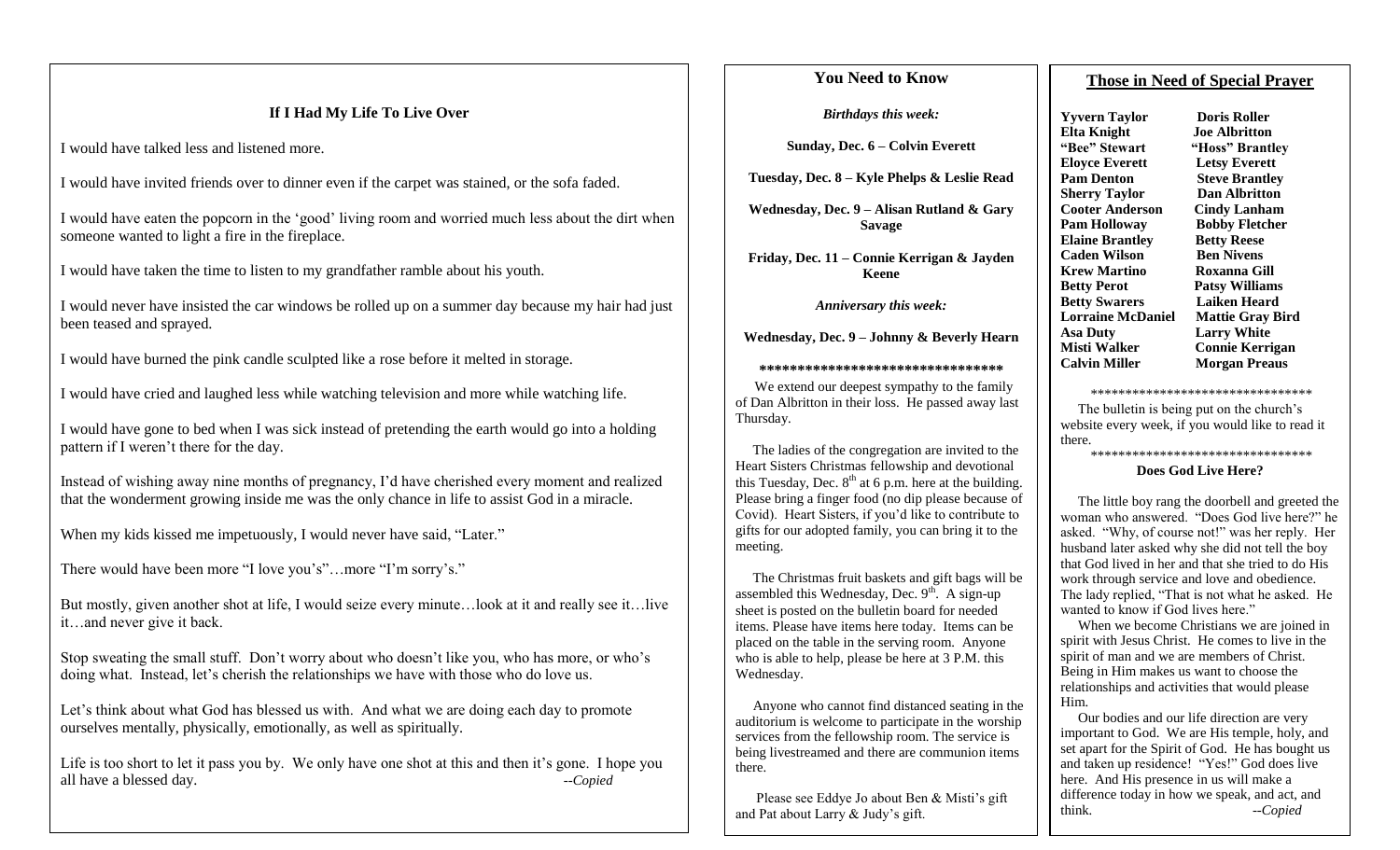## If I Had My Life To Live Over

I would have talked less and listened more.

I would have invited friends over to dinner even if the carpet was stained, or the sofa faded.

I would have eaten the popcorn in the 'good' living room and worried much less about the dirt when someone wanted to light a fire in the fireplace.

I would have taken the time to listen to my grandfather ramble about his youth.

I would never have insisted the car windows be rolled up on a summer day because my hair had just been teased and sprayed.

I would have burned the pink candle sculpted like a rose before it melted in storage.

I would have cried and laughed less while watching television and more while watching life.

I would have gone to bed when I was sick instead of pretending the earth would go into a holding pattern if I weren't there for the day.

Instead of wishing away nine months of pregnancy, I'd have cherished every moment and realized that the wonderment growing inside me was the only chance in life to assist God in a miracle.

When my kids kissed me impetuously, I would never have said, "Later."

There would have been more "I love you's"…more "I'm sorry's."

But mostly, given another shot at life, I would seize every minute…look at it and really see it…live it…and never give it back.

Stop sweating the small stuff. Don't worry about who doesn't like you, who has more, or who's doing what. Instead, let's cherish the relationships we have with those who do love us.

Let's think about what God has blessed us with. And what we are doing each day to promote ourselves mentally, physically, emotionally, as well as spiritually.

Life is too short to let it pass you by. We only have one shot at this and then it's gone. I hope you all have a blessed day. *--Copied*

## You Need to Know

***Birthdays this week:***

**Sunday, Dec. 6 – Colvin Everett**

**Tuesday, Dec. 8 – Kyle Phelps & Leslie Read**

**Wednesday, Dec. 9 – Alisan Rutland & Gary Savage**

**Friday, Dec. 11 – Connie Kerrigan & Jayden Keene**

***Anniversary this week:***

**Wednesday, Dec. 9 – Johnny & Beverly Hearn**

**********************************

We extend our deepest sympathy to the family of Dan Albritton in their loss. He passed away last Thursday.

The ladies of the congregation are invited to the Heart Sisters Christmas fellowship and devotional this Tuesday, Dec. 8th at 6 p.m. here at the building. Please bring a finger food (no dip please because of Covid). Heart Sisters, if you'd like to contribute to gifts for our adopted family, you can bring it to the meeting.

The Christmas fruit baskets and gift bags will be assembled this Wednesday, Dec. 9th. A sign-up sheet is posted on the bulletin board for needed items. Please have items here today. Items can be placed on the table in the serving room. Anyone who is able to help, please be here at 3 P.M. this Wednesday.

Anyone who cannot find distanced seating in the auditorium is welcome to participate in the worship services from the fellowship room. The service is being livestreamed and there are communion items there.

Please see Eddye Jo about Ben & Misti's gift and Pat about Larry & Judy's gift.

## Those in Need of Special Prayer

| | |
|---|---|
| **Yyvern Taylor** | **Doris Roller** |
| **Elta Knight** | **Joe Albritton** |
| **"Bee" Stewart** | **"Hoss" Brantley** |
| **Eloyce Everett** | **Letsy Everett** |
| **Pam Denton** | **Steve Brantley** |
| **Sherry Taylor** | **Dan Albritton** |
| **Cooter Anderson** | **Cindy Lanham** |
| **Pam Holloway** | **Bobby Fletcher** |
| **Elaine Brantley** | **Betty Reese** |
| **Caden Wilson** | **Ben Nivens** |
| **Krew Martino** | **Roxanna Gill** |
| **Betty Perot** | **Patsy Williams** |
| **Betty Swarers** | **Laiken Heard** |
| **Lorraine McDaniel** | **Mattie Gray Bird** |
| **Asa Duty** | **Larry White** |
| **Misti Walker** | **Connie Kerrigan** |
| **Calvin Miller** | **Morgan Preaus** |

**********************************

The bulletin is being put on the church's website every week, if you would like to read it there.

**********************************

### Does God Live Here?

The little boy rang the doorbell and greeted the woman who answered. "Does God live here?" he asked. "Why, of course not!" was her reply. Her husband later asked why she did not tell the boy that God lived in her and that she tried to do His work through service and love and obedience. The lady replied, "That is not what he asked. He wanted to know if God lives here."

When we become Christians we are joined in spirit with Jesus Christ. He comes to live in the spirit of man and we are members of Christ. Being in Him makes us want to choose the relationships and activities that would please Him.

Our bodies and our life direction are very important to God. We are His temple, holy, and set apart for the Spirit of God. He has bought us and taken up residence! "Yes!" God does live here. And His presence in us will make a difference today in how we speak, and act, and think. *--Copied*